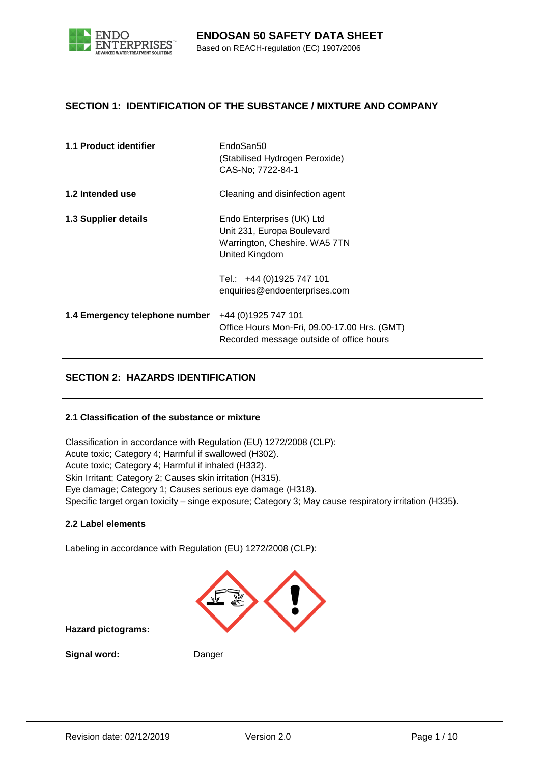# ENDOSAN 50 SAFETY DATA SHEET

Based on REACH-regulation (EC) 1907/2006

## SECTION 1: IDENTIFICATION OF THE SUBSTANCE / MIXTURE AND COMPANY

**1.1 Product identifier**

EndoSan50
(Stabilised Hydrogen Peroxide)
CAS-No; 7722-84-1

**1.2 Intended use**

Cleaning and disinfection agent

**1.3 Supplier details**

Endo Enterprises (UK) Ltd
Unit 231, Europa Boulevard
Warrington, Cheshire. WA5 7TN
United Kingdom

Tel.: +44 (0)1925 747 101
enquiries@endoenterprises.com

**1.4 Emergency telephone number**

+44 (0)1925 747 101
Office Hours Mon-Fri, 09.00-17.00 Hrs. (GMT)
Recorded message outside of office hours

## SECTION 2: HAZARDS IDENTIFICATION

### 2.1 Classification of the substance or mixture

Classification in accordance with Regulation (EU) 1272/2008 (CLP):
Acute toxic; Category 4; Harmful if swallowed (H302).
Acute toxic; Category 4; Harmful if inhaled (H332).
Skin Irritant; Category 2; Causes skin irritation (H315).
Eye damage; Category 1; Causes serious eye damage (H318).
Specific target organ toxicity – singe exposure; Category 3; May cause respiratory irritation (H335).

### 2.2 Label elements

Labeling in accordance with Regulation (EU) 1272/2008 (CLP):

**Hazard pictograms:**

**Signal word:** Danger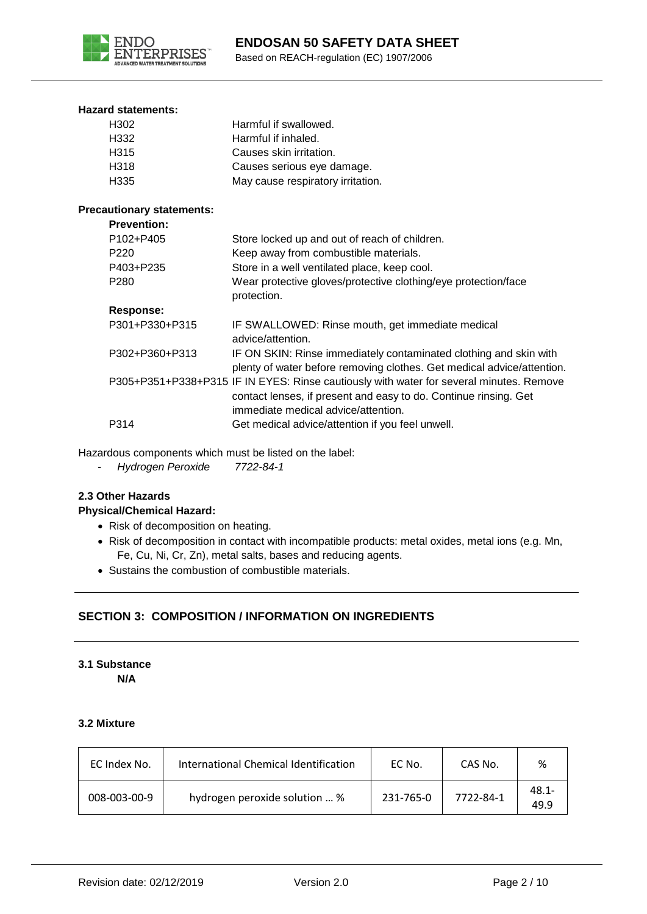**Hazard statements:**

| | |
|---|---|
| H302 | Harmful if swallowed. |
| H332 | Harmful if inhaled. |
| H315 | Causes skin irritation. |
| H318 | Causes serious eye damage. |
| H335 | May cause respiratory irritation. |

**Precautionary statements:**

**Prevention:**

| | |
|---|---|
| P102+P405 | Store locked up and out of reach of children. |
| P220 | Keep away from combustible materials. |
| P403+P235 | Store in a well ventilated place, keep cool. |
| P280 | Wear protective gloves/protective clothing/eye protection/face protection. |

**Response:**

| | |
|---|---|
| P301+P330+P315 | IF SWALLOWED: Rinse mouth, get immediate medical advice/attention. |
| P302+P360+P313 | IF ON SKIN: Rinse immediately contaminated clothing and skin with plenty of water before removing clothes. Get medical advice/attention. |
| P305+P351+P338+P315 | IF IN EYES: Rinse cautiously with water for several minutes. Remove contact lenses, if present and easy to do. Continue rinsing. Get immediate medical advice/attention. |
| P314 | Get medical advice/attention if you feel unwell. |

Hazardous components which must be listed on the label:

- *Hydrogen Peroxide 7722-84-1*

### 2.3 Other Hazards

**Physical/Chemical Hazard:**

- Risk of decomposition on heating.
- Risk of decomposition in contact with incompatible products: metal oxides, metal ions (e.g. Mn, Fe, Cu, Ni, Cr, Zn), metal salts, bases and reducing agents.
- Sustains the combustion of combustible materials.

## SECTION 3: COMPOSITION / INFORMATION ON INGREDIENTS

### 3.1 Substance

**N/A**

### 3.2 Mixture

| EC Index No. | International Chemical Identification | EC No. | CAS No. | % |
|---|---|---|---|---|
| 008-003-00-9 | hydrogen peroxide solution … % | 231-765-0 | 7722-84-1 | 48.1-49.9 |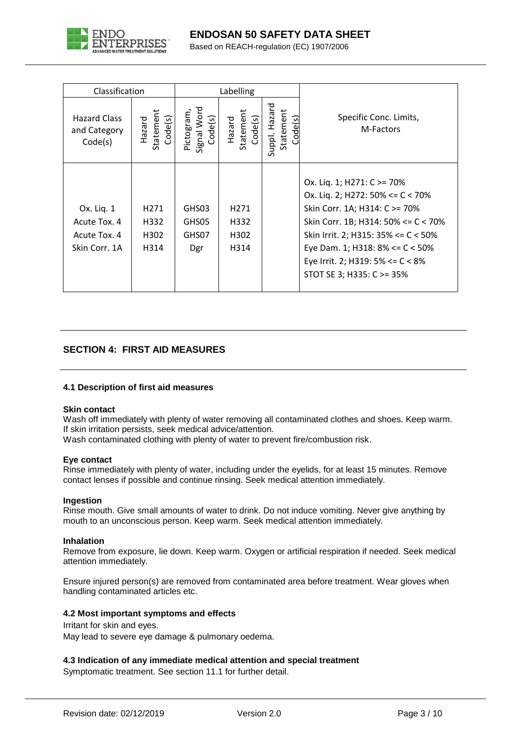| Classification | | Labelling | | | |
|---|---|---|---|---|---|
| Hazard Class and Category Code(s) | Hazard Statement Code(s) | Pictogram, Signal Word Code(s) | Hazard Statement Code(s) | Suppl. Hazard Statement Code(s) | Specific Conc. Limits, M-Factors |
| Ox. Liq. 1<br>Acute Tox. 4<br>Acute Tox. 4<br>Skin Corr. 1A | H271<br>H332<br>H302<br>H314 | GHS03<br>GHS05<br>GHS07<br>Dgr | H271<br>H332<br>H302<br>H314 | | Ox. Liq. 1; H271: C >= 70%<br>Ox. Liq. 2; H272: 50% <= C < 70%<br>Skin Corr. 1A; H314: C >= 70%<br>Skin Corr. 1B; H314: 50% <= C < 70%<br>Skin Irrit. 2; H315: 35% <= C < 50%<br>Eye Dam. 1; H318: 8% <= C < 50%<br>Eye Irrit. 2; H319: 5% <= C < 8%<br>STOT SE 3; H335: C >= 35% |

## SECTION 4: FIRST AID MEASURES

### 4.1 Description of first aid measures

**Skin contact**
Wash off immediately with plenty of water removing all contaminated clothes and shoes. Keep warm. If skin irritation persists, seek medical advice/attention.
Wash contaminated clothing with plenty of water to prevent fire/combustion risk.

**Eye contact**
Rinse immediately with plenty of water, including under the eyelids, for at least 15 minutes. Remove contact lenses if possible and continue rinsing. Seek medical attention immediately.

**Ingestion**
Rinse mouth. Give small amounts of water to drink. Do not induce vomiting. Never give anything by mouth to an unconscious person. Keep warm. Seek medical attention immediately.

**Inhalation**
Remove from exposure, lie down. Keep warm. Oxygen or artificial respiration if needed. Seek medical attention immediately.

Ensure injured person(s) are removed from contaminated area before treatment. Wear gloves when handling contaminated articles etc.

### 4.2 Most important symptoms and effects

Irritant for skin and eyes.
May lead to severe eye damage & pulmonary oedema.

### 4.3 Indication of any immediate medical attention and special treatment

Symptomatic treatment. See section 11.1 for further detail.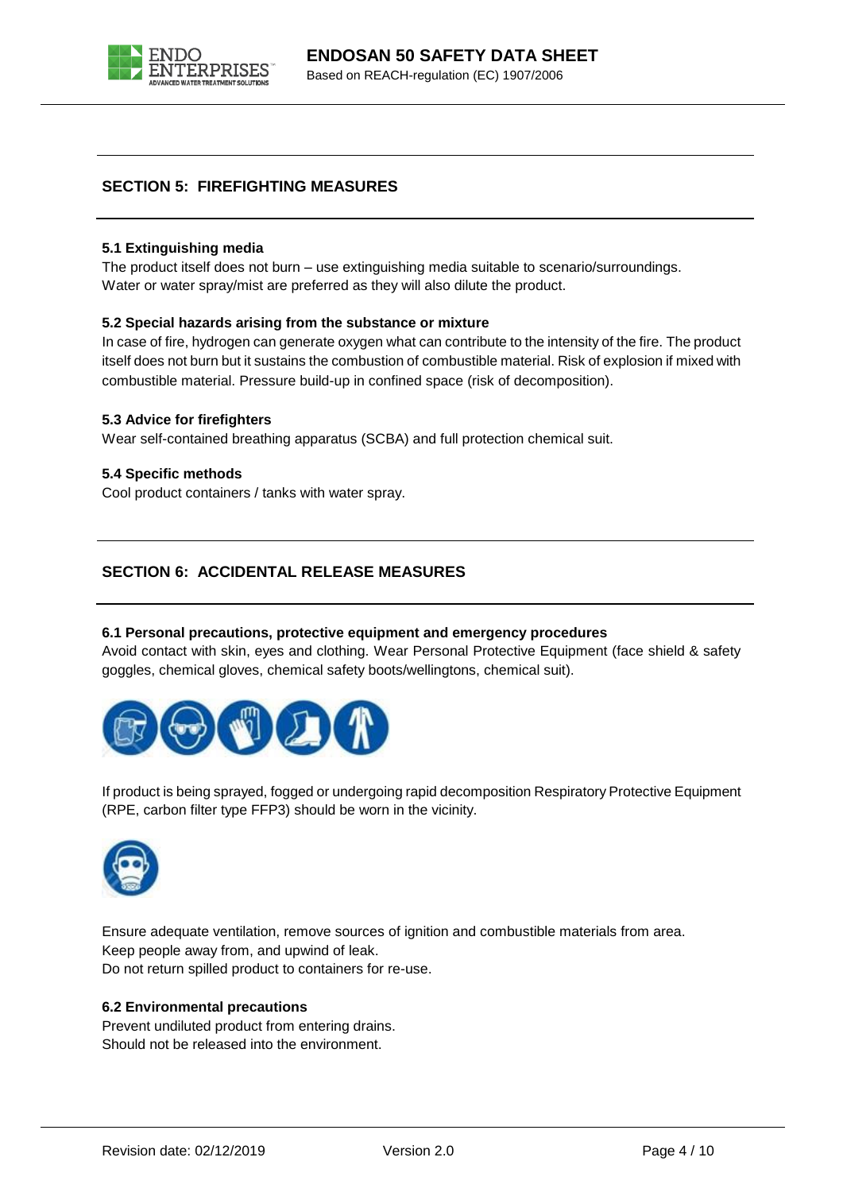## SECTION 5: FIREFIGHTING MEASURES

### 5.1 Extinguishing media

The product itself does not burn – use extinguishing media suitable to scenario/surroundings.
Water or water spray/mist are preferred as they will also dilute the product.

### 5.2 Special hazards arising from the substance or mixture

In case of fire, hydrogen can generate oxygen what can contribute to the intensity of the fire. The product itself does not burn but it sustains the combustion of combustible material. Risk of explosion if mixed with combustible material. Pressure build-up in confined space (risk of decomposition).

### 5.3 Advice for firefighters

Wear self-contained breathing apparatus (SCBA) and full protection chemical suit.

### 5.4 Specific methods

Cool product containers / tanks with water spray.

## SECTION 6: ACCIDENTAL RELEASE MEASURES

### 6.1 Personal precautions, protective equipment and emergency procedures

Avoid contact with skin, eyes and clothing. Wear Personal Protective Equipment (face shield & safety goggles, chemical gloves, chemical safety boots/wellingtons, chemical suit).

If product is being sprayed, fogged or undergoing rapid decomposition Respiratory Protective Equipment (RPE, carbon filter type FFP3) should be worn in the vicinity.

Ensure adequate ventilation, remove sources of ignition and combustible materials from area.
Keep people away from, and upwind of leak.
Do not return spilled product to containers for re-use.

### 6.2 Environmental precautions

Prevent undiluted product from entering drains.
Should not be released into the environment.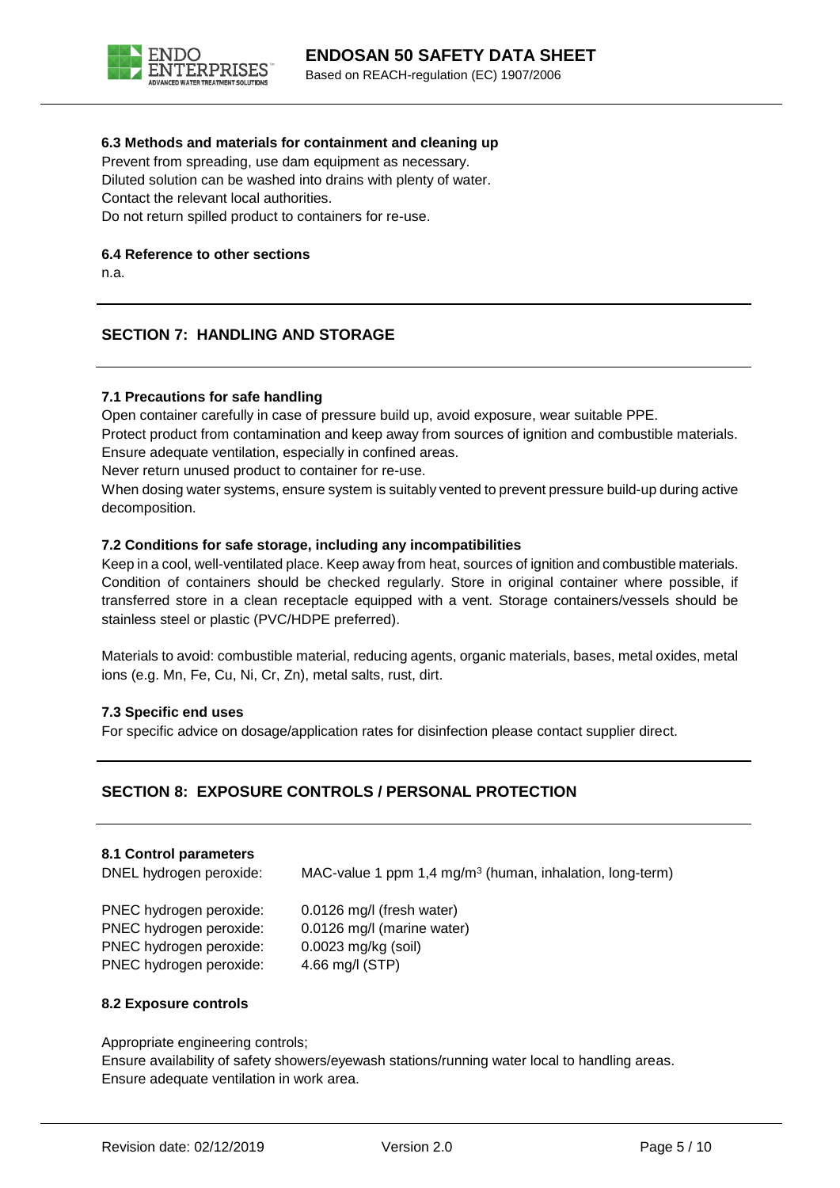### 6.3 Methods and materials for containment and cleaning up

Prevent from spreading, use dam equipment as necessary.
Diluted solution can be washed into drains with plenty of water.
Contact the relevant local authorities.
Do not return spilled product to containers for re-use.

### 6.4 Reference to other sections

n.a.

## SECTION 7: HANDLING AND STORAGE

### 7.1 Precautions for safe handling

Open container carefully in case of pressure build up, avoid exposure, wear suitable PPE.
Protect product from contamination and keep away from sources of ignition and combustible materials.
Ensure adequate ventilation, especially in confined areas.
Never return unused product to container for re-use.
When dosing water systems, ensure system is suitably vented to prevent pressure build-up during active decomposition.

### 7.2 Conditions for safe storage, including any incompatibilities

Keep in a cool, well-ventilated place. Keep away from heat, sources of ignition and combustible materials. Condition of containers should be checked regularly. Store in original container where possible, if transferred store in a clean receptacle equipped with a vent. Storage containers/vessels should be stainless steel or plastic (PVC/HDPE preferred).

Materials to avoid: combustible material, reducing agents, organic materials, bases, metal oxides, metal ions (e.g. Mn, Fe, Cu, Ni, Cr, Zn), metal salts, rust, dirt.

### 7.3 Specific end uses

For specific advice on dosage/application rates for disinfection please contact supplier direct.

## SECTION 8: EXPOSURE CONTROLS / PERSONAL PROTECTION

### 8.1 Control parameters

| | |
|---|---|
| DNEL hydrogen peroxide: | MAC-value 1 ppm 1,4 mg/m$^3$ (human, inhalation, long-term) |
| PNEC hydrogen peroxide: | 0.0126 mg/l (fresh water) |
| PNEC hydrogen peroxide: | 0.0126 mg/l (marine water) |
| PNEC hydrogen peroxide: | 0.0023 mg/kg (soil) |
| PNEC hydrogen peroxide: | 4.66 mg/l (STP) |

### 8.2 Exposure controls

Appropriate engineering controls;
Ensure availability of safety showers/eyewash stations/running water local to handling areas.
Ensure adequate ventilation in work area.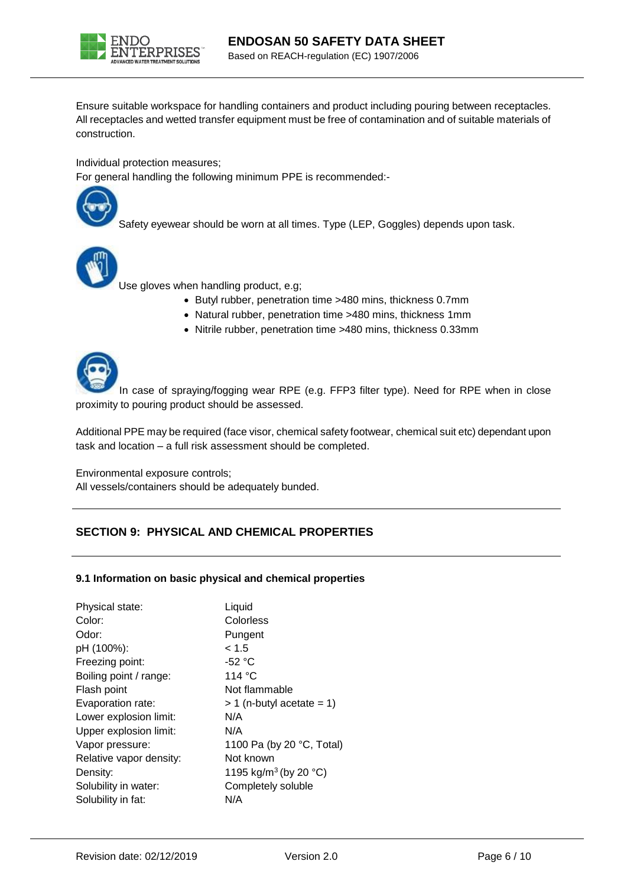Ensure suitable workspace for handling containers and product including pouring between receptacles. All receptacles and wetted transfer equipment must be free of contamination and of suitable materials of construction.

Individual protection measures;
For general handling the following minimum PPE is recommended:-

Safety eyewear should be worn at all times. Type (LEP, Goggles) depends upon task.

Use gloves when handling product, e.g;

- Butyl rubber, penetration time >480 mins, thickness 0.7mm
- Natural rubber, penetration time >480 mins, thickness 1mm
- Nitrile rubber, penetration time >480 mins, thickness 0.33mm

In case of spraying/fogging wear RPE (e.g. FFP3 filter type). Need for RPE when in close proximity to pouring product should be assessed.

Additional PPE may be required (face visor, chemical safety footwear, chemical suit etc) dependant upon task and location – a full risk assessment should be completed.

Environmental exposure controls;
All vessels/containers should be adequately bunded.

## SECTION 9: PHYSICAL AND CHEMICAL PROPERTIES

### 9.1 Information on basic physical and chemical properties

| | |
|---|---|
| Physical state: | Liquid |
| Color: | Colorless |
| Odor: | Pungent |
| pH (100%): | < 1.5 |
| Freezing point: | -52 °C |
| Boiling point / range: | 114 °C |
| Flash point | Not flammable |
| Evaporation rate: | > 1 (n-butyl acetate = 1) |
| Lower explosion limit: | N/A |
| Upper explosion limit: | N/A |
| Vapor pressure: | 1100 Pa (by 20 °C, Total) |
| Relative vapor density: | Not known |
| Density: | 1195 kg/m$^3$ (by 20 °C) |
| Solubility in water: | Completely soluble |
| Solubility in fat: | N/A |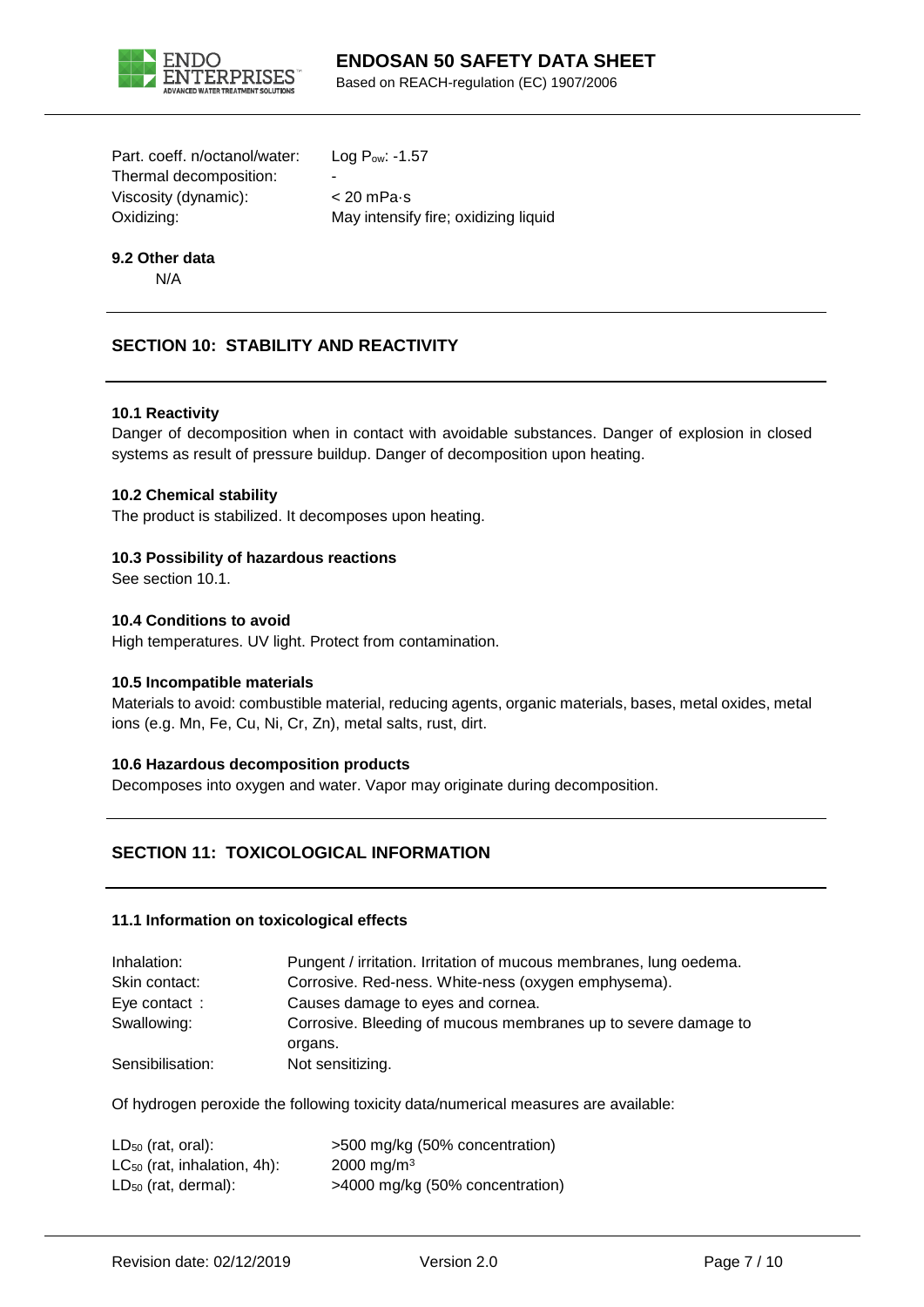| | |
|---|---|
| Part. coeff. n/octanol/water: | Log $P_{ow}$: -1.57 |
| Thermal decomposition: | - |
| Viscosity (dynamic): | < 20 mPa·s |
| Oxidizing: | May intensify fire; oxidizing liquid |

**9.2 Other data**

N/A

## SECTION 10: STABILITY AND REACTIVITY

**10.1 Reactivity**

Danger of decomposition when in contact with avoidable substances. Danger of explosion in closed systems as result of pressure buildup. Danger of decomposition upon heating.

**10.2 Chemical stability**

The product is stabilized. It decomposes upon heating.

**10.3 Possibility of hazardous reactions**

See section 10.1.

**10.4 Conditions to avoid**

High temperatures. UV light. Protect from contamination.

**10.5 Incompatible materials**

Materials to avoid: combustible material, reducing agents, organic materials, bases, metal oxides, metal ions (e.g. Mn, Fe, Cu, Ni, Cr, Zn), metal salts, rust, dirt.

**10.6 Hazardous decomposition products**

Decomposes into oxygen and water. Vapor may originate during decomposition.

## SECTION 11: TOXICOLOGICAL INFORMATION

**11.1 Information on toxicological effects**

| | |
|---|---|
| Inhalation: | Pungent / irritation. Irritation of mucous membranes, lung oedema. |
| Skin contact: | Corrosive. Red-ness. White-ness (oxygen emphysema). |
| Eye contact : | Causes damage to eyes and cornea. |
| Swallowing: | Corrosive. Bleeding of mucous membranes up to severe damage to organs. |
| Sensibilisation: | Not sensitizing. |

Of hydrogen peroxide the following toxicity data/numerical measures are available:

| | |
|---|---|
| $LD_{50}$ (rat, oral): | >500 mg/kg (50% concentration) |
| $LC_{50}$ (rat, inhalation, 4h): | 2000 mg/m$^3$ |
| $LD_{50}$ (rat, dermal): | >4000 mg/kg (50% concentration) |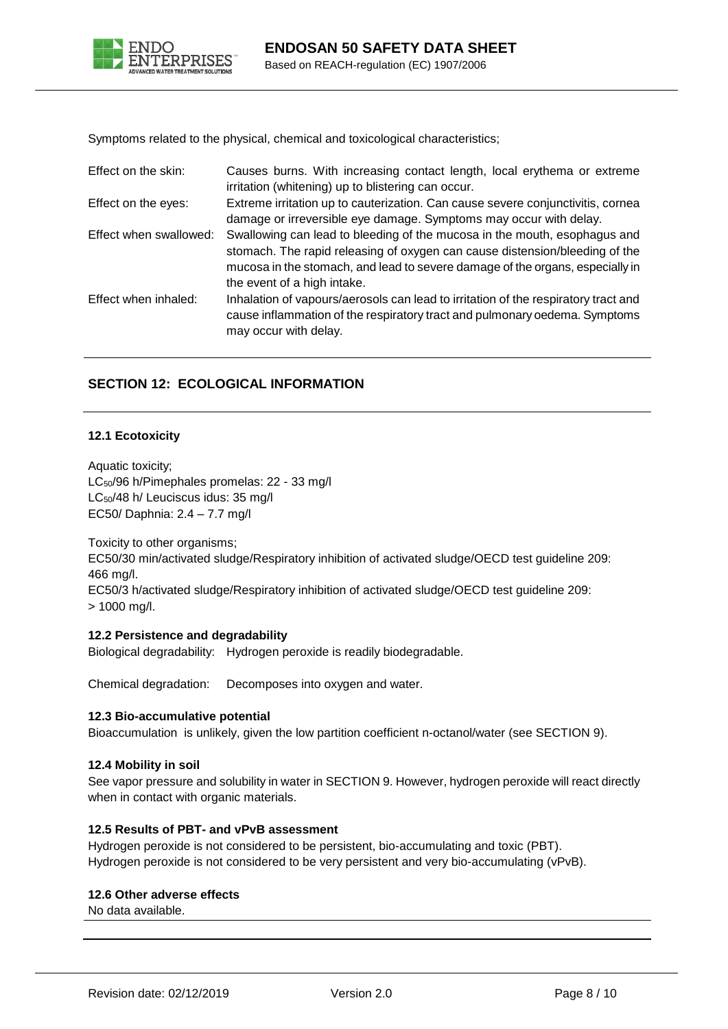Symptoms related to the physical, chemical and toxicological characteristics;

| | |
|---|---|
| Effect on the skin: | Causes burns. With increasing contact length, local erythema or extreme irritation (whitening) up to blistering can occur. |
| Effect on the eyes: | Extreme irritation up to cauterization. Can cause severe conjunctivitis, cornea damage or irreversible eye damage. Symptoms may occur with delay. |
| Effect when swallowed: | Swallowing can lead to bleeding of the mucosa in the mouth, esophagus and stomach. The rapid releasing of oxygen can cause distension/bleeding of the mucosa in the stomach, and lead to severe damage of the organs, especially in the event of a high intake. |
| Effect when inhaled: | Inhalation of vapours/aerosols can lead to irritation of the respiratory tract and cause inflammation of the respiratory tract and pulmonary oedema. Symptoms may occur with delay. |

## SECTION 12: ECOLOGICAL INFORMATION

### 12.1 Ecotoxicity

Aquatic toxicity;
$LC_{50}$/96 h/Pimephales promelas: 22 - 33 mg/l
$LC_{50}$/48 h/ Leuciscus idus: 35 mg/l
EC50/ Daphnia: 2.4 – 7.7 mg/l

Toxicity to other organisms;
EC50/30 min/activated sludge/Respiratory inhibition of activated sludge/OECD test guideline 209: 466 mg/l.
EC50/3 h/activated sludge/Respiratory inhibition of activated sludge/OECD test guideline 209: > 1000 mg/l.

### 12.2 Persistence and degradability

Biological degradability: Hydrogen peroxide is readily biodegradable.

Chemical degradation: Decomposes into oxygen and water.

### 12.3 Bio-accumulative potential

Bioaccumulation is unlikely, given the low partition coefficient n-octanol/water (see SECTION 9).

### 12.4 Mobility in soil

See vapor pressure and solubility in water in SECTION 9. However, hydrogen peroxide will react directly when in contact with organic materials.

### 12.5 Results of PBT- and vPvB assessment

Hydrogen peroxide is not considered to be persistent, bio-accumulating and toxic (PBT).
Hydrogen peroxide is not considered to be very persistent and very bio-accumulating (vPvB).

### 12.6 Other adverse effects

No data available.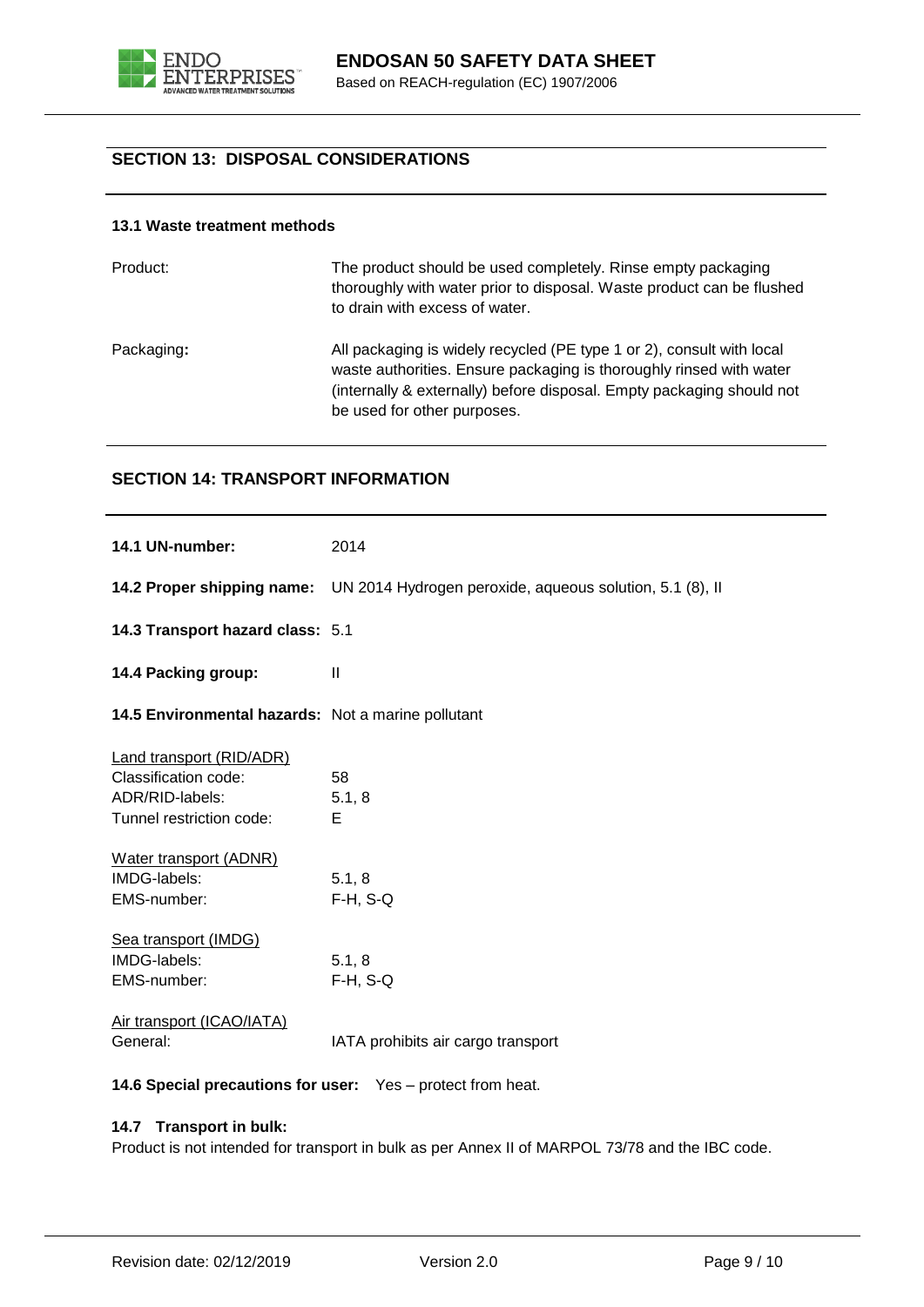## SECTION 13: DISPOSAL CONSIDERATIONS

### 13.1 Waste treatment methods

| | |
|---|---|
| Product: | The product should be used completely. Rinse empty packaging thoroughly with water prior to disposal. Waste product can be flushed to drain with excess of water. |
| Packaging**:** | All packaging is widely recycled (PE type 1 or 2), consult with local waste authorities. Ensure packaging is thoroughly rinsed with water (internally & externally) before disposal. Empty packaging should not be used for other purposes. |

## SECTION 14: TRANSPORT INFORMATION

**14.1 UN-number:** 2014

**14.2 Proper shipping name:** UN 2014 Hydrogen peroxide, aqueous solution, 5.1 (8), II

**14.3 Transport hazard class:** 5.1

**14.4 Packing group:** II

**14.5 Environmental hazards:** Not a marine pollutant

Land transport (RID/ADR)

| | |
|---|---|
| Classification code: | 58 |
| ADR/RID-labels: | 5.1, 8 |
| Tunnel restriction code: | E |

Water transport (ADNR)

| | |
|---|---|
| IMDG-labels: | 5.1, 8 |
| EMS-number: | F-H, S-Q |

Sea transport (IMDG)

| | |
|---|---|
| IMDG-labels: | 5.1, 8 |
| EMS-number: | F-H, S-Q |

Air transport (ICAO/IATA)

| | |
|---|---|
| General: | IATA prohibits air cargo transport |

**14.6 Special precautions for user:** Yes – protect from heat.

**14.7 Transport in bulk:**

Product is not intended for transport in bulk as per Annex II of MARPOL 73/78 and the IBC code.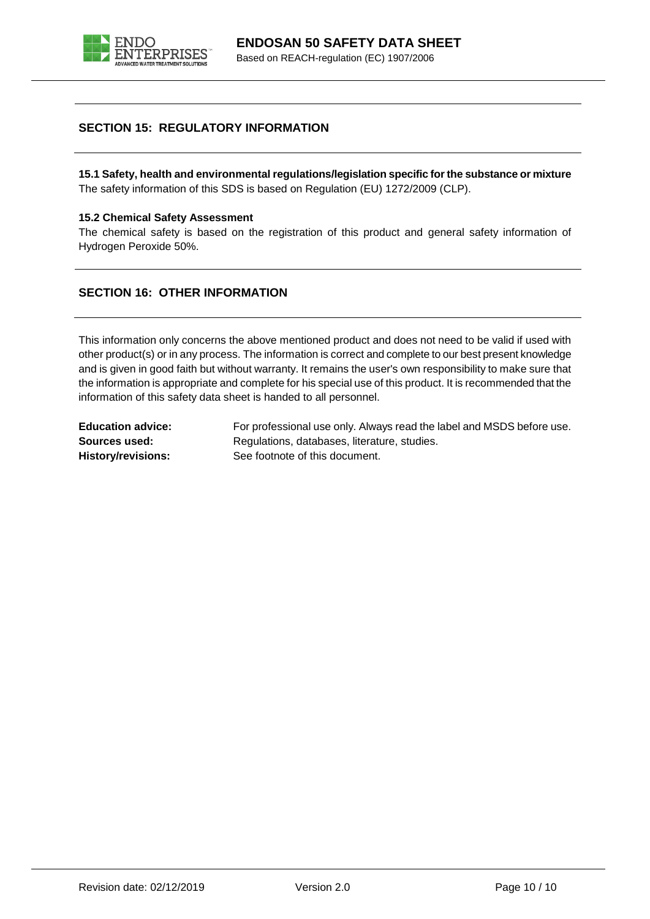## SECTION 15: REGULATORY INFORMATION

**15.1 Safety, health and environmental regulations/legislation specific for the substance or mixture**
The safety information of this SDS is based on Regulation (EU) 1272/2009 (CLP).

**15.2 Chemical Safety Assessment**
The chemical safety is based on the registration of this product and general safety information of Hydrogen Peroxide 50%.

## SECTION 16: OTHER INFORMATION

This information only concerns the above mentioned product and does not need to be valid if used with other product(s) or in any process. The information is correct and complete to our best present knowledge and is given in good faith but without warranty. It remains the user's own responsibility to make sure that the information is appropriate and complete for his special use of this product. It is recommended that the information of this safety data sheet is handed to all personnel.

| | |
|---|---|
| **Education advice:** | For professional use only. Always read the label and MSDS before use. |
| **Sources used:** | Regulations, databases, literature, studies. |
| **History/revisions:** | See footnote of this document. |

Revision date: 02/12/2019 Version 2.0